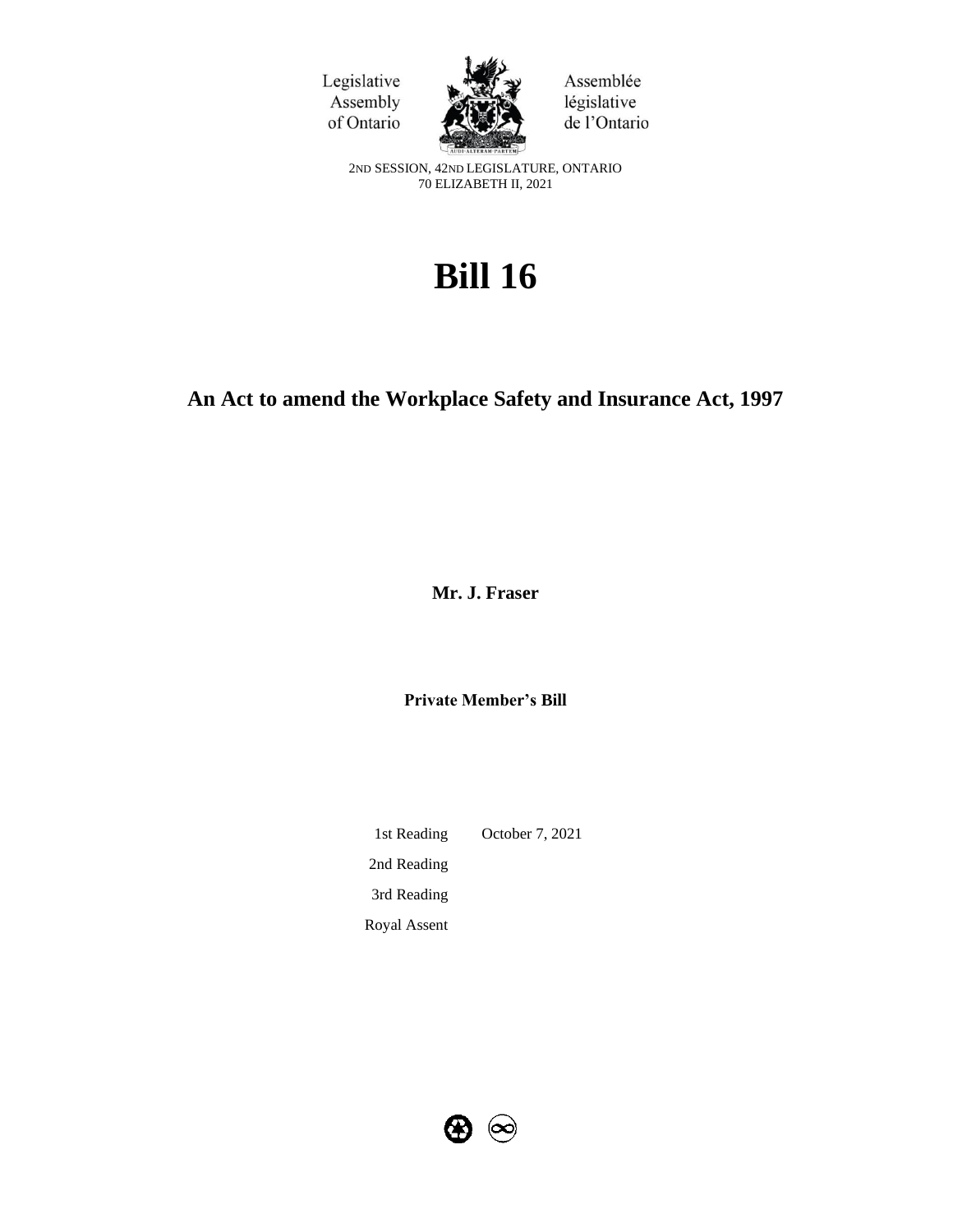Legislative Assembly of Ontario

Assemblée législative de l'Ontario

2ND SESSION, 42ND LEGISLATURE, ONTARIO
70 ELIZABETH II, 2021

# Bill 16

## An Act to amend the Workplace Safety and Insurance Act, 1997

**Mr. J. Fraser**

**Private Member's Bill**

| | |
|---|---|
| 1st Reading | October 7, 2021 |
| 2nd Reading | |
| 3rd Reading | |
| Royal Assent | |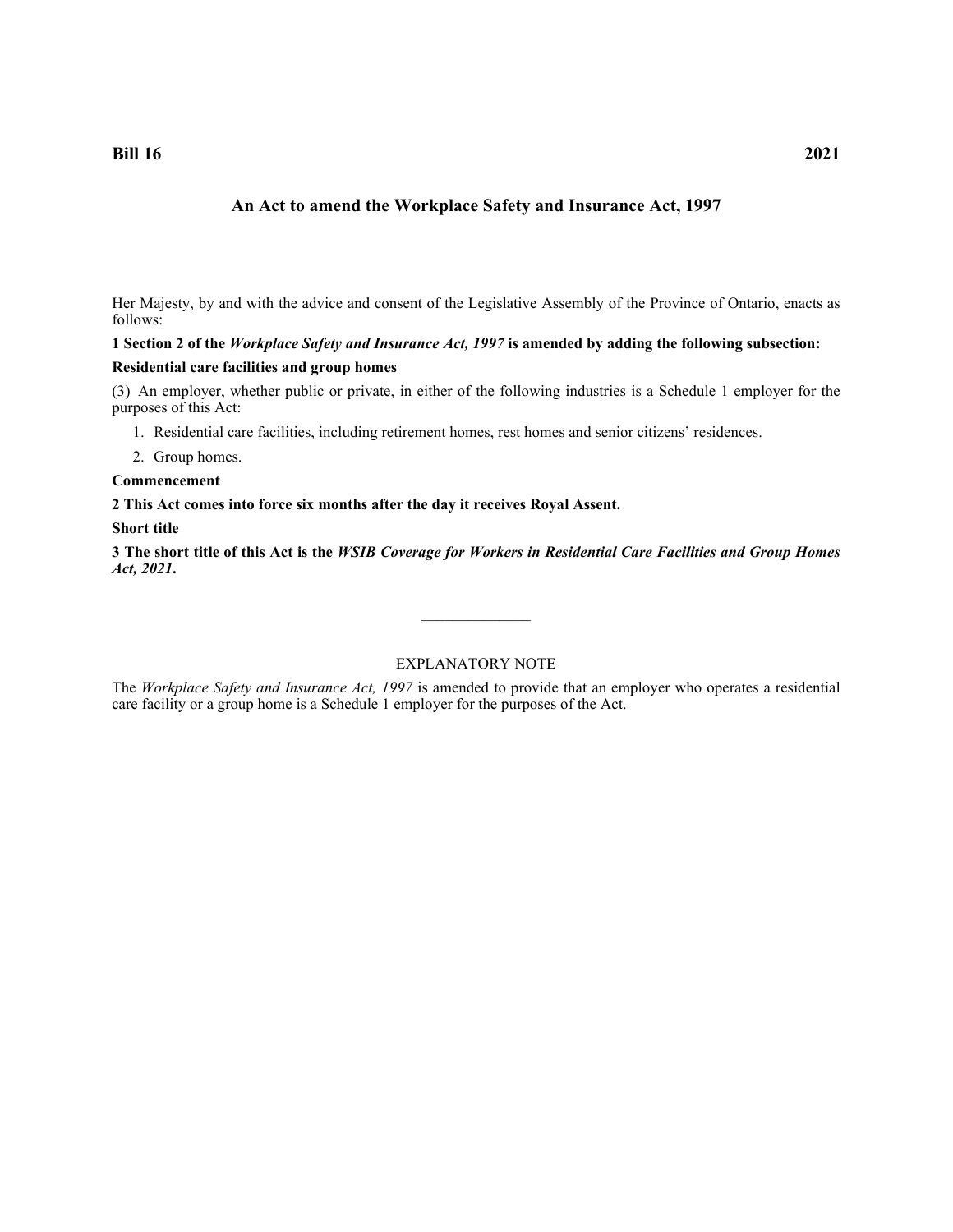**Bill 16** **2021**

# An Act to amend the Workplace Safety and Insurance Act, 1997

Her Majesty, by and with the advice and consent of the Legislative Assembly of the Province of Ontario, enacts as follows:

**1 Section 2 of the *Workplace Safety and Insurance Act, 1997* is amended by adding the following subsection:**

**Residential care facilities and group homes**

(3) An employer, whether public or private, in either of the following industries is a Schedule 1 employer for the purposes of this Act:

1. Residential care facilities, including retirement homes, rest homes and senior citizens' residences.
2. Group homes.

**Commencement**

**2 This Act comes into force six months after the day it receives Royal Assent.**

**Short title**

**3 The short title of this Act is the *WSIB Coverage for Workers in Residential Care Facilities and Group Homes Act, 2021*.**

---

EXPLANATORY NOTE

The *Workplace Safety and Insurance Act, 1997* is amended to provide that an employer who operates a residential care facility or a group home is a Schedule 1 employer for the purposes of the Act.